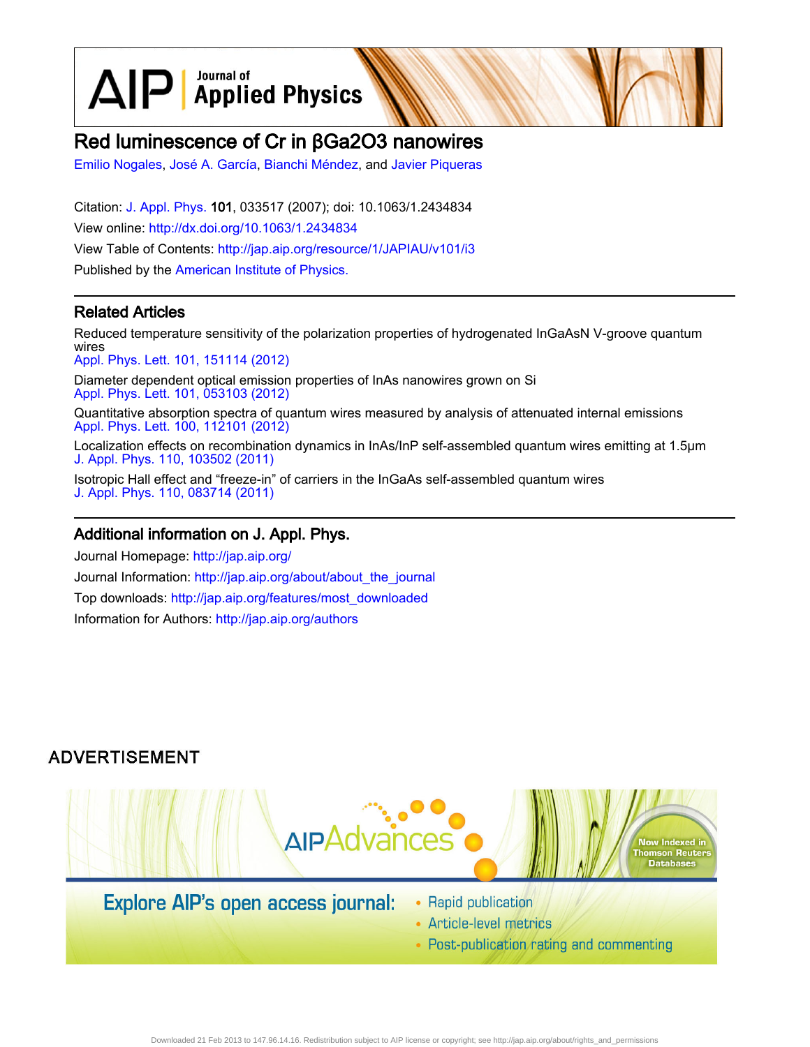# Red luminescence of Cr in βGa2O3 nanowires

Emilio Nogales, José A. García, Bianchi Méndez, and Javier Piqueras

Citation: J. Appl. Phys. 101, 033517 (2007); doi: 10.1063/1.2434834

View online: http://dx.doi.org/10.1063/1.2434834

View Table of Contents: http://jap.aip.org/resource/1/JAPIAU/v101/i3

Published by the American Institute of Physics.

## Related Articles

Reduced temperature sensitivity of the polarization properties of hydrogenated InGaAsN V-groove quantum wires
Appl. Phys. Lett. 101, 151114 (2012)

Diameter dependent optical emission properties of InAs nanowires grown on Si
Appl. Phys. Lett. 101, 053103 (2012)

Quantitative absorption spectra of quantum wires measured by analysis of attenuated internal emissions
Appl. Phys. Lett. 100, 112101 (2012)

Localization effects on recombination dynamics in InAs/InP self-assembled quantum wires emitting at 1.5μm
J. Appl. Phys. 110, 103502 (2011)

Isotropic Hall effect and "freeze-in" of carriers in the InGaAs self-assembled quantum wires
J. Appl. Phys. 110, 083714 (2011)

## Additional information on J. Appl. Phys.

Journal Homepage: http://jap.aip.org/

Journal Information: http://jap.aip.org/about/about_the_journal

Top downloads: http://jap.aip.org/features/most_downloaded

Information for Authors: http://jap.aip.org/authors

## ADVERTISEMENT

AIPAdvances

Now Indexed in Thomson Reuters Databases

Explore AIP's open access journal:

- Rapid publication
- Article-level metrics
- Post-publication rating and commenting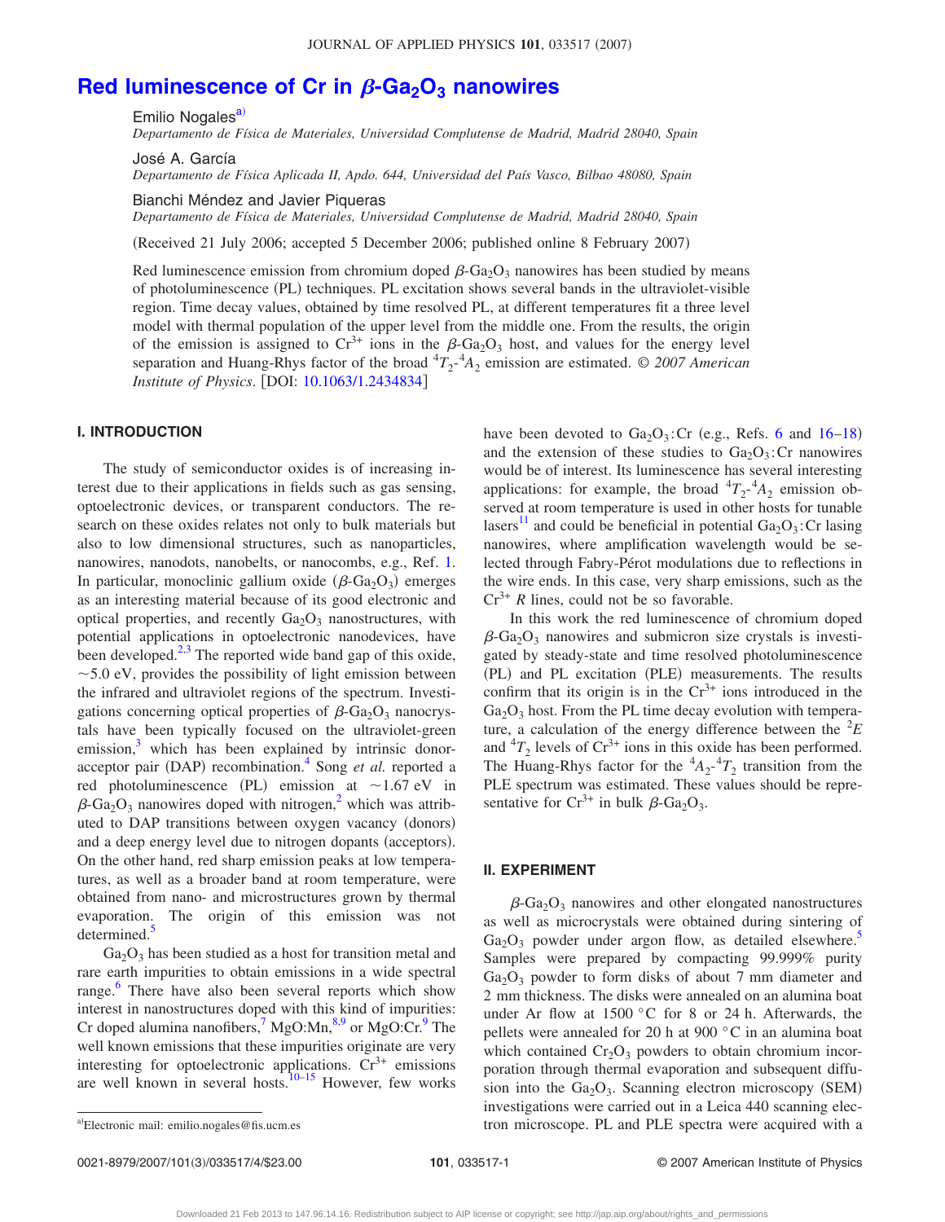# Red luminescence of Cr in $\beta$-$Ga_2O_3$ nanowires

Emilio Nogales[a)]

*Departamento de Física de Materiales, Universidad Complutense de Madrid, Madrid 28040, Spain*

José A. García

*Departamento de Física Aplicada II, Apdo. 644, Universidad del País Vasco, Bilbao 48080, Spain*

Bianchi Méndez and Javier Piqueras

*Departamento de Física de Materiales, Universidad Complutense de Madrid, Madrid 28040, Spain*

(Received 21 July 2006; accepted 5 December 2006; published online 8 February 2007)

Red luminescence emission from chromium doped $\beta$-$Ga_2O_3$ nanowires has been studied by means of photoluminescence (PL) techniques. PL excitation shows several bands in the ultraviolet-visible region. Time decay values, obtained by time resolved PL, at different temperatures fit a three level model with thermal population of the upper level from the middle one. From the results, the origin of the emission is assigned to $Cr^{3+}$ ions in the $\beta$-$Ga_2O_3$ host, and values for the energy level separation and Huang-Rhys factor of the broad ${}^4T_2$-${}^4A_2$ emission are estimated. *© 2007 American Institute of Physics*. [DOI: 10.1063/1.2434834]

## I. INTRODUCTION

The study of semiconductor oxides is of increasing interest due to their applications in fields such as gas sensing, optoelectronic devices, or transparent conductors. The research on these oxides relates not only to bulk materials but also to low dimensional structures, such as nanoparticles, nanowires, nanodots, nanobelts, or nanocombs, e.g., Ref. 1. In particular, monoclinic gallium oxide ($\beta$-$Ga_2O_3$) emerges as an interesting material because of its good electronic and optical properties, and recently $Ga_2O_3$ nanostructures, with potential applications in optoelectronic nanodevices, have been developed.[2,3] The reported wide band gap of this oxide, ~5.0 eV, provides the possibility of light emission between the infrared and ultraviolet regions of the spectrum. Investigations concerning optical properties of $\beta$-$Ga_2O_3$ nanocrystals have been typically focused on the ultraviolet-green emission,[3] which has been explained by intrinsic donor-acceptor pair (DAP) recombination.[4] Song *et al.* reported a red photoluminescence (PL) emission at ~1.67 eV in $\beta$-$Ga_2O_3$ nanowires doped with nitrogen,[2] which was attributed to DAP transitions between oxygen vacancy (donors) and a deep energy level due to nitrogen dopants (acceptors). On the other hand, red sharp emission peaks at low temperatures, as well as a broader band at room temperature, were obtained from nano- and microstructures grown by thermal evaporation. The origin of this emission was not determined.[5]

$Ga_2O_3$ has been studied as a host for transition metal and rare earth impurities to obtain emissions in a wide spectral range.[6] There have also been several reports which show interest in nanostructures doped with this kind of impurities: Cr doped alumina nanofibers,[7] MgO:Mn,[8,9] or MgO:Cr.[9] The well known emissions that these impurities originate are very interesting for optoelectronic applications. $Cr^{3+}$ emissions are well known in several hosts.[10–15] However, few works have been devoted to $Ga_2O_3$:Cr (e.g., Refs. 6 and 16–18) and the extension of these studies to $Ga_2O_3$:Cr nanowires would be of interest. Its luminescence has several interesting applications: for example, the broad ${}^4T_2$-${}^4A_2$ emission observed at room temperature is used in other hosts for tunable lasers[11] and could be beneficial in potential $Ga_2O_3$:Cr lasing nanowires, where amplification wavelength would be selected through Fabry-Pérot modulations due to reflections in the wire ends. In this case, very sharp emissions, such as the $Cr^{3+}$ *R* lines, could not be so favorable.

In this work the red luminescence of chromium doped $\beta$-$Ga_2O_3$ nanowires and submicron size crystals is investigated by steady-state and time resolved photoluminescence (PL) and PL excitation (PLE) measurements. The results confirm that its origin is in the $Cr^{3+}$ ions introduced in the $Ga_2O_3$ host. From the PL time decay evolution with temperature, a calculation of the energy difference between the ${}^2E$ and ${}^4T_2$ levels of $Cr^{3+}$ ions in this oxide has been performed. The Huang-Rhys factor for the ${}^4A_2$-${}^4T_2$ transition from the PLE spectrum was estimated. These values should be representative for $Cr^{3+}$ in bulk $\beta$-$Ga_2O_3$.

## II. EXPERIMENT

$\beta$-$Ga_2O_3$ nanowires and other elongated nanostructures as well as microcrystals were obtained during sintering of $Ga_2O_3$ powder under argon flow, as detailed elsewhere.[5] Samples were prepared by compacting 99.999% purity $Ga_2O_3$ powder to form disks of about 7 mm diameter and 2 mm thickness. The disks were annealed on an alumina boat under Ar flow at 1500 °C for 8 or 24 h. Afterwards, the pellets were annealed for 20 h at 900 °C in an alumina boat which contained $Cr_2O_3$ powders to obtain chromium incorporation through thermal evaporation and subsequent diffusion into the $Ga_2O_3$. Scanning electron microscopy (SEM) investigations were carried out in a Leica 440 scanning electron microscope. PL and PLE spectra were acquired with a

a)Electronic mail: emilio.nogales@fis.ucm.es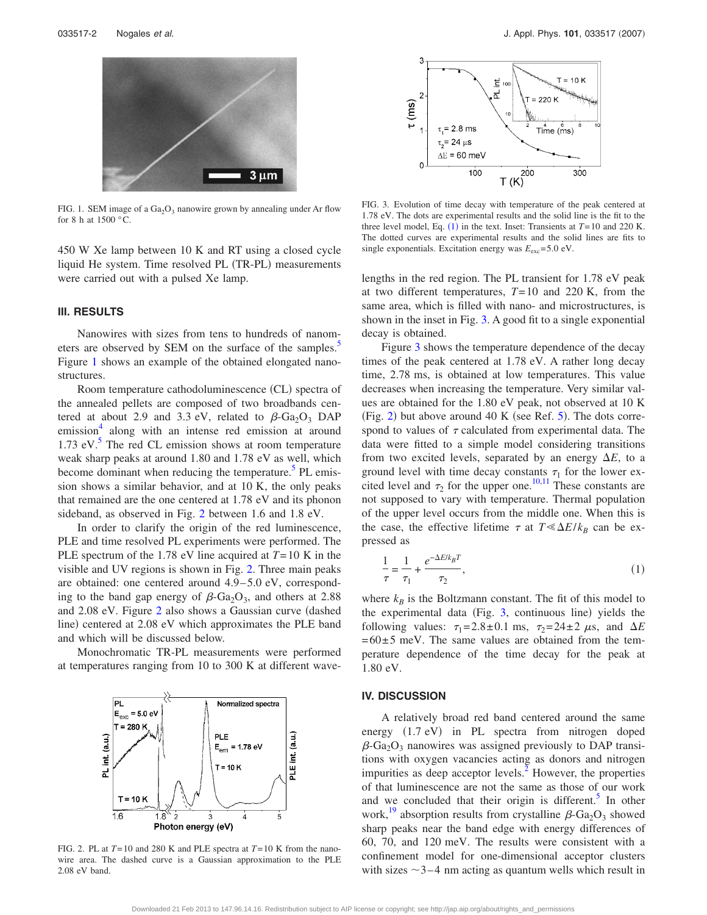FIG. 1. SEM image of a $Ga_2O_3$ nanowire grown by annealing under Ar flow for 8 h at 1500 °C.

450 W Xe lamp between 10 K and RT using a closed cycle liquid He system. Time resolved PL (TR-PL) measurements were carried out with a pulsed Xe lamp.

### III. RESULTS

Nanowires with sizes from tens to hundreds of nanometers are observed by SEM on the surface of the samples.[5] Figure 1 shows an example of the obtained elongated nanostructures.

Room temperature cathodoluminescence (CL) spectra of the annealed pellets are composed of two broadbands centered at about 2.9 and 3.3 eV, related to $\beta$-$Ga_2O_3$ DAP emission[4] along with an intense red emission at around 1.73 eV.[5] The red CL emission shows at room temperature weak sharp peaks at around 1.80 and 1.78 eV as well, which become dominant when reducing the temperature.[5] PL emission shows a similar behavior, and at 10 K, the only peaks that remained are the one centered at 1.78 eV and its phonon sideband, as observed in Fig. 2 between 1.6 and 1.8 eV.

In order to clarify the origin of the red luminescence, PLE and time resolved PL experiments were performed. The PLE spectrum of the 1.78 eV line acquired at $T$=10 K in the visible and UV regions is shown in Fig. 2. Three main peaks are obtained: one centered around 4.9–5.0 eV, corresponding to the band gap energy of $\beta$-$Ga_2O_3$, and others at 2.88 and 2.08 eV. Figure 2 also shows a Gaussian curve (dashed line) centered at 2.08 eV which approximates the PLE band and which will be discussed below.

Monochromatic TR-PL measurements were performed at temperatures ranging from 10 to 300 K at different wavelengths in the red region. The PL transient for 1.78 eV peak at two different temperatures, $T$=10 and 220 K, from the same area, which is filled with nano- and microstructures, is shown in the inset in Fig. 3. A good fit to a single exponential decay is obtained.

FIG. 2. PL at $T$=10 and 280 K and PLE spectra at $T$=10 K from the nanowire area. The dashed curve is a Gaussian approximation to the PLE 2.08 eV band.

FIG. 3. Evolution of time decay with temperature of the peak centered at 1.78 eV. The dots are experimental results and the solid line is the fit to the three level model, Eq. (1) in the text. Inset: Transients at $T$=10 and 220 K. The dotted curves are experimental results and the solid lines are fits to single exponentials. Excitation energy was $E_{exc}$=5.0 eV.

Figure 3 shows the temperature dependence of the decay times of the peak centered at 1.78 eV. A rather long decay time, 2.78 ms, is obtained at low temperatures. This value decreases when increasing the temperature. Very similar values are obtained for the 1.80 eV peak, not observed at 10 K (Fig. 2) but above around 40 K (see Ref. 5). The dots correspond to values of $\tau$ calculated from experimental data. The data were fitted to a simple model considering transitions from two excited levels, separated by an energy $\Delta E$, to a ground level with time decay constants $\tau_1$ for the lower excited level and $\tau_2$ for the upper one.[10,11] These constants are not supposed to vary with temperature. Thermal population of the upper level occurs from the middle one. When this is the case, the effective lifetime $\tau$ at $T \ll \Delta E/k_B$ can be expressed as

$$\frac{1}{\tau} = \frac{1}{\tau_1} + \frac{e^{-\Delta E/k_B T}}{\tau_2}, \tag{1}$$

where $k_B$ is the Boltzmann constant. The fit of this model to the experimental data (Fig. 3, continuous line) yields the following values: $\tau_1$=2.8±0.1 ms, $\tau_2$=24±2 $\mu$s, and $\Delta E$=60±5 meV. The same values are obtained from the temperature dependence of the time decay for the peak at 1.80 eV.

### IV. DISCUSSION

A relatively broad red band centered around the same energy (1.7 eV) in PL spectra from nitrogen doped $\beta$-$Ga_2O_3$ nanowires was assigned previously to DAP transitions with oxygen vacancies acting as donors and nitrogen impurities as deep acceptor levels.[2] However, the properties of that luminescence are not the same as those of our work and we concluded that their origin is different.[5] In other work,[19] absorption results from crystalline $\beta$-$Ga_2O_3$ showed sharp peaks near the band edge with energy differences of 60, 70, and 120 meV. The results were consistent with a confinement model for one-dimensional acceptor clusters with sizes ~3–4 nm acting as quantum wells which result in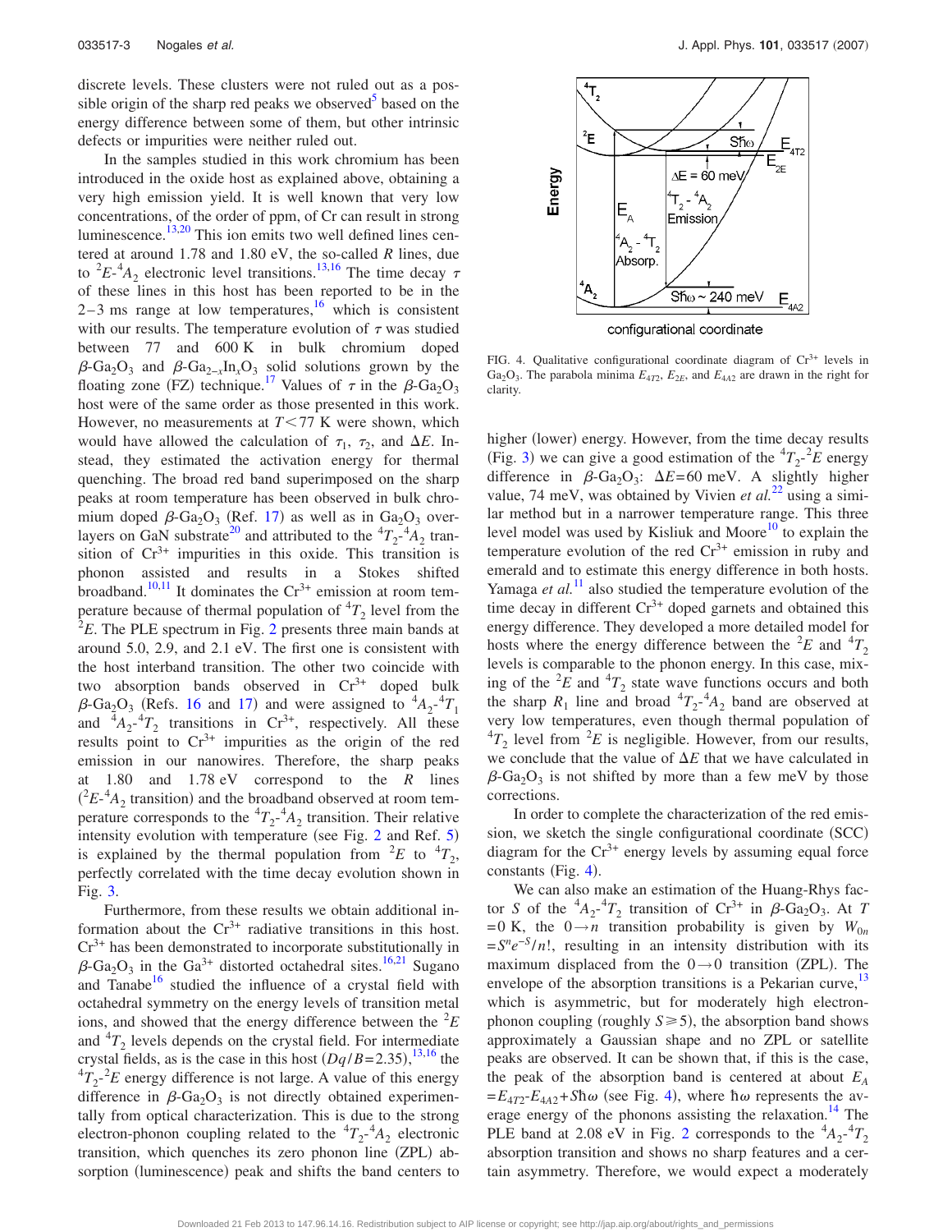discrete levels. These clusters were not ruled out as a possible origin of the sharp red peaks we observed[5] based on the energy difference between some of them, but other intrinsic defects or impurities were neither ruled out.

In the samples studied in this work chromium has been introduced in the oxide host as explained above, obtaining a very high emission yield. It is well known that very low concentrations, of the order of ppm, of Cr can result in strong luminescence.[13,20] This ion emits two well defined lines centered at around 1.78 and 1.80 eV, the so-called *R* lines, due to $^2E$-$^4A_2$ electronic level transitions.[13,16] The time decay $\tau$ of these lines in this host has been reported to be in the 2–3 ms range at low temperatures,[16] which is consistent with our results. The temperature evolution of $\tau$ was studied between 77 and 600 K in bulk chromium doped $\beta$-$Ga_2O_3$ and $\beta$-$Ga_{2-x}In_xO_3$ solid solutions grown by the floating zone (FZ) technique.[17] Values of $\tau$ in the $\beta$-$Ga_2O_3$ host were of the same order as those presented in this work. However, no measurements at $T<77$ K were shown, which would have allowed the calculation of $\tau_1$, $\tau_2$, and $\Delta E$. Instead, they estimated the activation energy for thermal quenching. The broad red band superimposed on the sharp peaks at room temperature has been observed in bulk chromium doped $\beta$-$Ga_2O_3$ (Ref. 17) as well as in $Ga_2O_3$ overlayers on GaN substrate[20] and attributed to the $^4T_2$-$^4A_2$ transition of $Cr^{3+}$ impurities in this oxide. This transition is phonon assisted and results in a Stokes shifted broadband.[10,11] It dominates the $Cr^{3+}$ emission at room temperature because of thermal population of $^4T_2$ level from the $^2E$. The PLE spectrum in Fig. 2 presents three main bands at around 5.0, 2.9, and 2.1 eV. The first one is consistent with the host interband transition. The other two coincide with two absorption bands observed in $Cr^{3+}$ doped bulk $\beta$-$Ga_2O_3$ (Refs. 16 and 17) and were assigned to $^4A_2$-$^4T_1$ and $^4A_2$-$^4T_2$ transitions in $Cr^{3+}$, respectively. All these results point to $Cr^{3+}$ impurities as the origin of the red emission in our nanowires. Therefore, the sharp peaks at 1.80 and 1.78 eV correspond to the *R* lines ($^2E$-$^4A_2$ transition) and the broadband observed at room temperature corresponds to the $^4T_2$-$^4A_2$ transition. Their relative intensity evolution with temperature (see Fig. 2 and Ref. 5) is explained by the thermal population from $^2E$ to $^4T_2$, perfectly correlated with the time decay evolution shown in Fig. 3.

Furthermore, from these results we obtain additional information about the $Cr^{3+}$ radiative transitions in this host. $Cr^{3+}$ has been demonstrated to incorporate substitutionally in $\beta$-$Ga_2O_3$ in the $Ga^{3+}$ distorted octahedral sites.[16,21] Sugano and Tanabe[16] studied the influence of a crystal field with octahedral symmetry on the energy levels of transition metal ions, and showed that the energy difference between the $^2E$ and $^4T_2$ levels depends on the crystal field. For intermediate crystal fields, as is the case in this host ($Dq/B=2.35$),[13,16] the $^4T_2$-$^2E$ energy difference is not large. A value of this energy difference in $\beta$-$Ga_2O_3$ is not directly obtained experimentally from optical characterization. This is due to the strong electron-phonon coupling related to the $^4T_2$-$^4A_2$ electronic transition, which quenches its zero phonon line (ZPL) absorption (luminescence) peak and shifts the band centers to higher (lower) energy. However, from the time decay results (Fig. 3) we can give a good estimation of the $^4T_2$-$^2E$ energy difference in $\beta$-$Ga_2O_3$: $\Delta E=60$ meV. A slightly higher value, 74 meV, was obtained by Vivien *et al.*[22] using a similar method but in a narrower temperature range. This three level model was used by Kisliuk and Moore[10] to explain the temperature evolution of the red $Cr^{3+}$ emission in ruby and emerald and to estimate this energy difference in both hosts. Yamaga *et al.*[11] also studied the temperature evolution of the time decay in different $Cr^{3+}$ doped garnets and obtained this energy difference. They developed a more detailed model for hosts where the energy difference between the $^2E$ and $^4T_2$ levels is comparable to the phonon energy. In this case, mixing of the $^2E$ and $^4T_2$ state wave functions occurs and both the sharp $R_1$ line and broad $^4T_2$-$^4A_2$ band are observed at very low temperatures, even though thermal population of $^4T_2$ level from $^2E$ is negligible. However, from our results, we conclude that the value of $\Delta E$ that we have calculated in $\beta$-$Ga_2O_3$ is not shifted by more than a few meV by those corrections.

FIG. 4. Qualitative configurational coordinate diagram of $Cr^{3+}$ levels in $Ga_2O_3$. The parabola minima $E_{4T2}$, $E_{2E}$, and $E_{4A2}$ are drawn in the right for clarity.

In order to complete the characterization of the red emission, we sketch the single configurational coordinate (SCC) diagram for the $Cr^{3+}$ energy levels by assuming equal force constants (Fig. 4).

We can also make an estimation of the Huang-Rhys factor $S$ of the $^4A_2$-$^4T_2$ transition of $Cr^{3+}$ in $\beta$-$Ga_2O_3$. At $T=0$ K, the $0\rightarrow n$ transition probability is given by $W_{0n}=S^n e^{-S}/n!$, resulting in an intensity distribution with its maximum displaced from the $0\rightarrow 0$ transition (ZPL). The envelope of the absorption transitions is a Pekarian curve,[13] which is asymmetric, but for moderately high electron-phonon coupling (roughly $S\geq 5$), the absorption band shows approximately a Gaussian shape and no ZPL or satellite peaks are observed. It can be shown that, if this is the case, the peak of the absorption band is centered at about $E_A=E_{4T2}-E_{4A2}+S\hbar\omega$ (see Fig. 4), where $\hbar\omega$ represents the average energy of the phonons assisting the relaxation.[14] The PLE band at 2.08 eV in Fig. 2 corresponds to the $^4A_2$-$^4T_2$ absorption transition and shows no sharp features and a certain asymmetry. Therefore, we would expect a moderately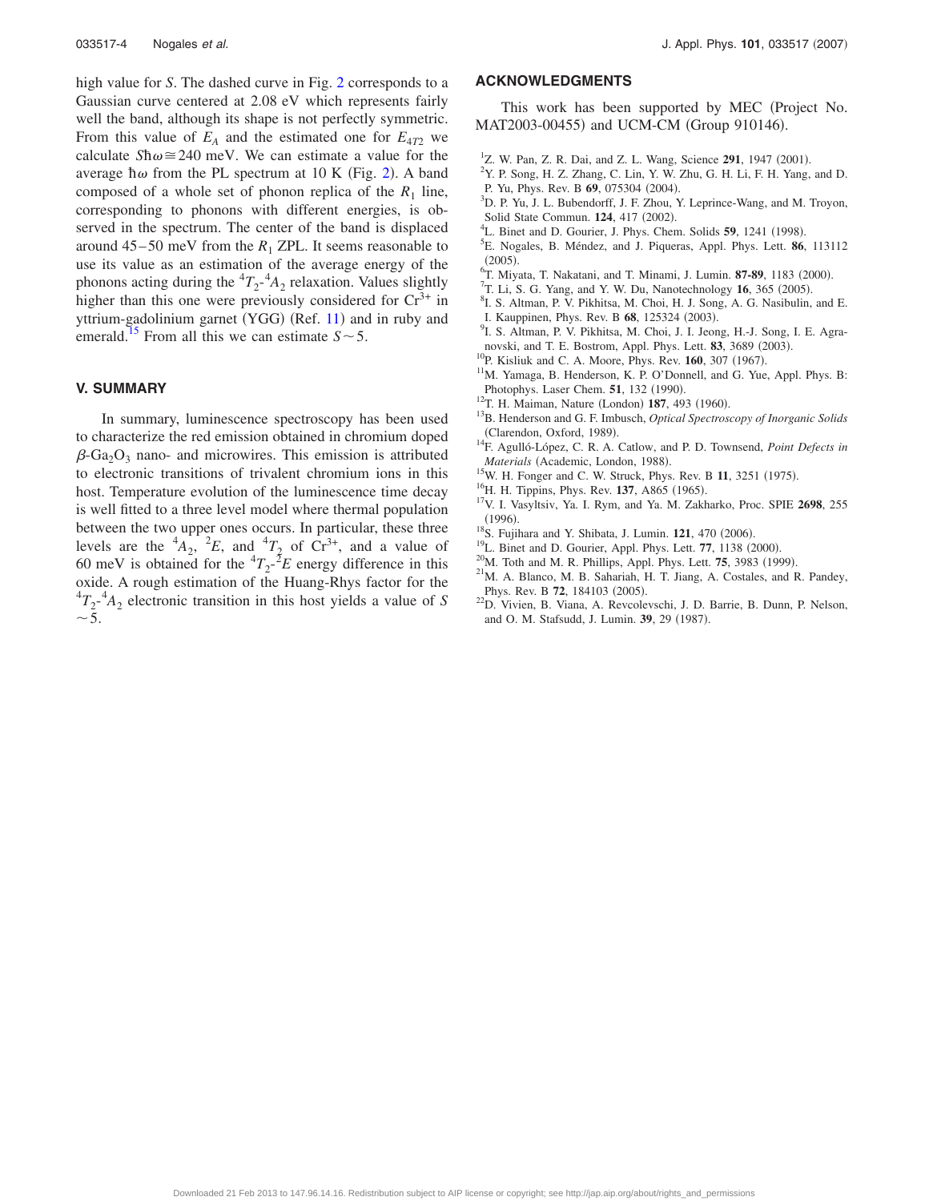high value for $S$. The dashed curve in Fig. 2 corresponds to a Gaussian curve centered at 2.08 eV which represents fairly well the band, although its shape is not perfectly symmetric. From this value of $E_A$ and the estimated one for $E_{4T2}$ we calculate $S\hbar\omega \cong 240$ meV. We can estimate a value for the average $\hbar\omega$ from the PL spectrum at 10 K (Fig. 2). A band composed of a whole set of phonon replica of the $R_1$ line, corresponding to phonons with different energies, is observed in the spectrum. The center of the band is displaced around 45–50 meV from the $R_1$ ZPL. It seems reasonable to use its value as an estimation of the average energy of the phonons acting during the ${}^4T_2$-${}^4A_2$ relaxation. Values slightly higher than this one were previously considered for $Cr^{3+}$ in yttrium-gadolinium garnet (YGG) (Ref. 11) and in ruby and emerald.[15] From all this we can estimate $S \sim 5$.

## V. SUMMARY

In summary, luminescence spectroscopy has been used to characterize the red emission obtained in chromium doped $\beta$-$Ga_2O_3$ nano- and microwires. This emission is attributed to electronic transitions of trivalent chromium ions in this host. Temperature evolution of the luminescence time decay is well fitted to a three level model where thermal population between the two upper ones occurs. In particular, these three levels are the ${}^4A_2$, ${}^2E$, and ${}^4T_2$ of $Cr^{3+}$, and a value of 60 meV is obtained for the ${}^4T_2$-${}^2E$ energy difference in this oxide. A rough estimation of the Huang-Rhys factor for the ${}^4T_2$-${}^4A_2$ electronic transition in this host yields a value of $S \sim 5$.

## ACKNOWLEDGMENTS

This work has been supported by MEC (Project No. MAT2003-00455) and UCM-CM (Group 910146).

[1] Z. W. Pan, Z. R. Dai, and Z. L. Wang, Science **291**, 1947 (2001).
[2] Y. P. Song, H. Z. Zhang, C. Lin, Y. W. Zhu, G. H. Li, F. H. Yang, and D. P. Yu, Phys. Rev. B **69**, 075304 (2004).
[3] D. P. Yu, J. L. Bubendorff, J. F. Zhou, Y. Leprince-Wang, and M. Troyon, Solid State Commun. **124**, 417 (2002).
[4] L. Binet and D. Gourier, J. Phys. Chem. Solids **59**, 1241 (1998).
[5] E. Nogales, B. Méndez, and J. Piqueras, Appl. Phys. Lett. **86**, 113112 (2005).
[6] T. Miyata, T. Nakatani, and T. Minami, J. Lumin. **87-89**, 1183 (2000).
[7] T. Li, S. G. Yang, and Y. W. Du, Nanotechnology **16**, 365 (2005).
[8] I. S. Altman, P. V. Pikhitsa, M. Choi, H. J. Song, A. G. Nasibulin, and E. I. Kauppinen, Phys. Rev. B **68**, 125324 (2003).
[9] I. S. Altman, P. V. Pikhitsa, M. Choi, J. I. Jeong, H.-J. Song, I. E. Agranovski, and T. E. Bostrom, Appl. Phys. Lett. **83**, 3689 (2003).
[10] P. Kisliuk and C. A. Moore, Phys. Rev. **160**, 307 (1967).
[11] M. Yamaga, B. Henderson, K. P. O'Donnell, and G. Yue, Appl. Phys. B: Photophys. Laser Chem. **51**, 132 (1990).
[12] T. H. Maiman, Nature (London) **187**, 493 (1960).
[13] B. Henderson and G. F. Imbusch, *Optical Spectroscopy of Inorganic Solids* (Clarendon, Oxford, 1989).
[14] F. Agulló-López, C. R. A. Catlow, and P. D. Townsend, *Point Defects in Materials* (Academic, London, 1988).
[15] W. H. Fonger and C. W. Struck, Phys. Rev. B **11**, 3251 (1975).
[16] H. H. Tippins, Phys. Rev. **137**, A865 (1965).
[17] V. I. Vasyltsiv, Ya. I. Rym, and Ya. M. Zakharko, Proc. SPIE **2698**, 255 (1996).
[18] S. Fujihara and Y. Shibata, J. Lumin. **121**, 470 (2006).
[19] L. Binet and D. Gourier, Appl. Phys. Lett. **77**, 1138 (2000).
[20] M. Toth and M. R. Phillips, Appl. Phys. Lett. **75**, 3983 (1999).
[21] M. A. Blanco, M. B. Sahariah, H. T. Jiang, A. Costales, and R. Pandey, Phys. Rev. B **72**, 184103 (2005).
[22] D. Vivien, B. Viana, A. Revcolevschi, J. D. Barrie, B. Dunn, P. Nelson, and O. M. Stafsudd, J. Lumin. **39**, 29 (1987).